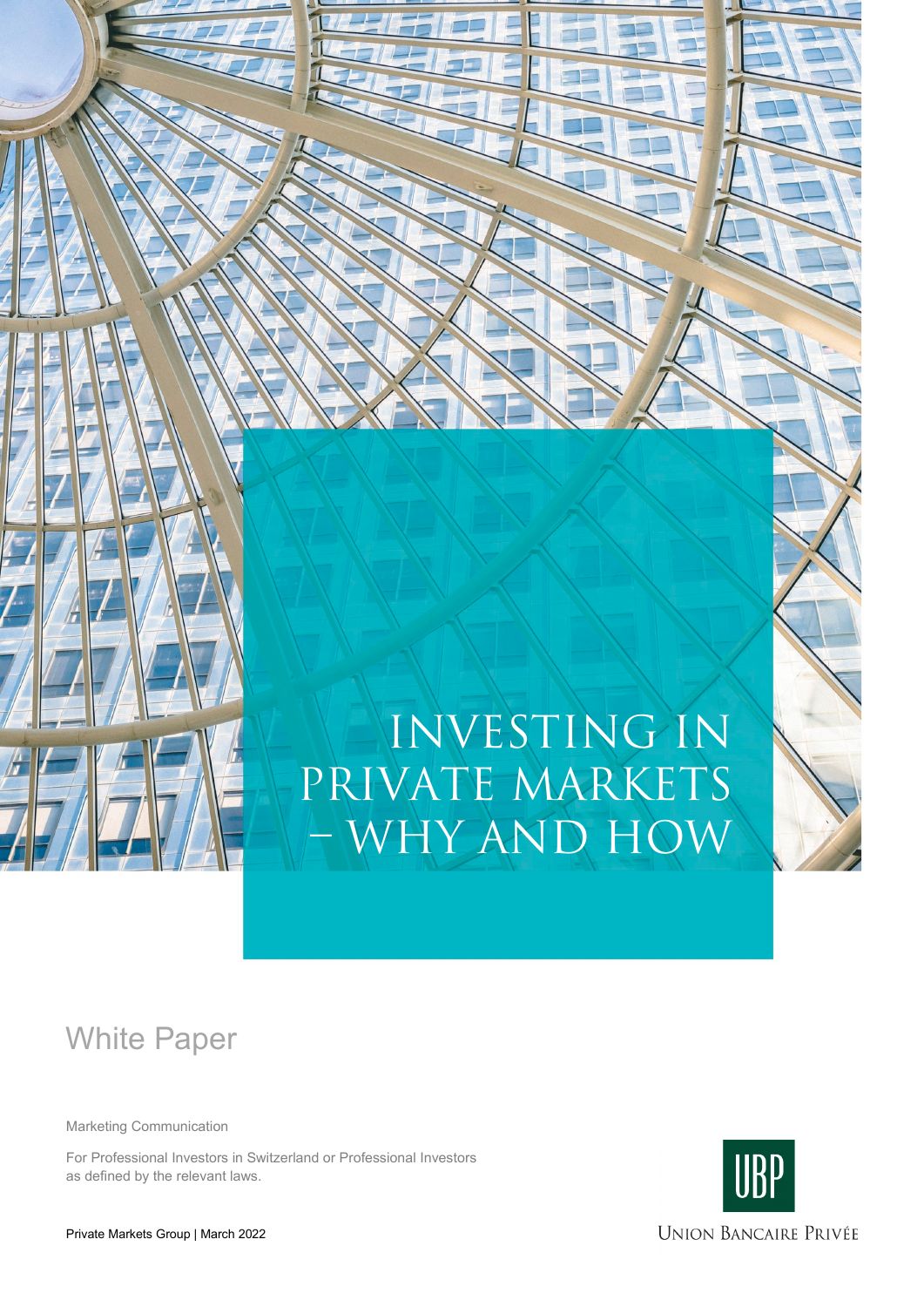# INVESTING IN PRIVATE MARKETS – WHY AND HOW

## White Paper

Marketing Communication

For Professional Investors in Switzerland or Professional Investors as defined by the relevant laws.

Private Markets Group | March 2022

UBP

UNION BANCAIRE PRIVÉE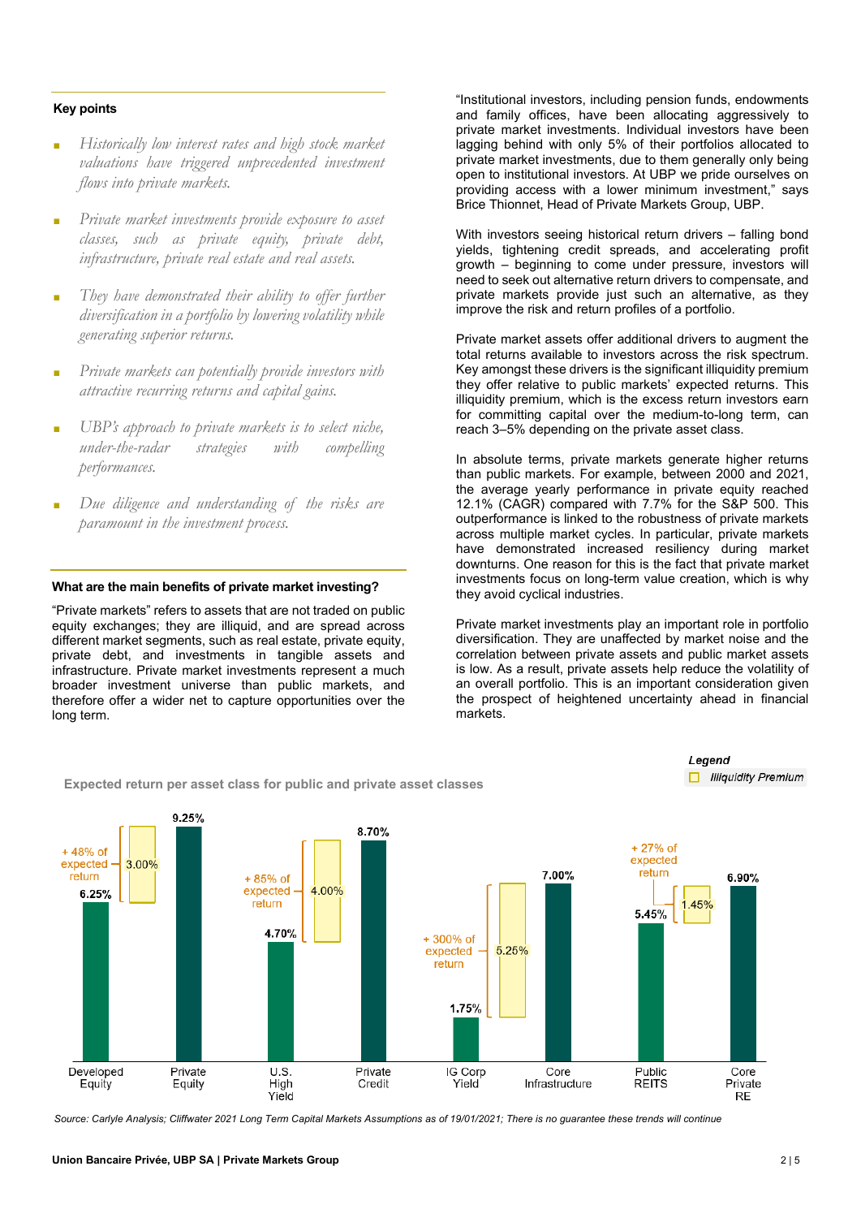### Key points

- *Historically low interest rates and high stock market valuations have triggered unprecedented investment flows into private markets.*
- *Private market investments provide exposure to asset classes, such as private equity, private debt, infrastructure, private real estate and real assets.*
- *They have demonstrated their ability to offer further diversification in a portfolio by lowering volatility while generating superior returns.*
- *Private markets can potentially provide investors with attractive recurring returns and capital gains.*
- *UBP's approach to private markets is to select niche, under-the-radar strategies with compelling performances.*
- *Due diligence and understanding of the risks are paramount in the investment process.*

### What are the main benefits of private market investing?

"Private markets" refers to assets that are not traded on public equity exchanges; they are illiquid, and are spread across different market segments, such as real estate, private equity, private debt, and investments in tangible assets and infrastructure. Private market investments represent a much broader investment universe than public markets, and therefore offer a wider net to capture opportunities over the long term.

"Institutional investors, including pension funds, endowments and family offices, have been allocating aggressively to private market investments. Individual investors have been lagging behind with only 5% of their portfolios allocated to private market investments, due to them generally only being open to institutional investors. At UBP we pride ourselves on providing access with a lower minimum investment," says Brice Thionnet, Head of Private Markets Group, UBP.

With investors seeing historical return drivers – falling bond yields, tightening credit spreads, and accelerating profit growth – beginning to come under pressure, investors will need to seek out alternative return drivers to compensate, and private markets provide just such an alternative, as they improve the risk and return profiles of a portfolio.

Private market assets offer additional drivers to augment the total returns available to investors across the risk spectrum. Key amongst these drivers is the significant illiquidity premium they offer relative to public markets' expected returns. This illiquidity premium, which is the excess return investors earn for committing capital over the medium-to-long term, can reach 3–5% depending on the private asset class.

In absolute terms, private markets generate higher returns than public markets. For example, between 2000 and 2021, the average yearly performance in private equity reached 12.1% (CAGR) compared with 7.7% for the S&P 500. This outperformance is linked to the robustness of private markets across multiple market cycles. In particular, private markets have demonstrated increased resiliency during market downturns. One reason for this is the fact that private market investments focus on long-term value creation, which is why they avoid cyclical industries.

Private market investments play an important role in portfolio diversification. They are unaffected by market noise and the correlation between private assets and public market assets is low. As a result, private assets help reduce the volatility of an overall portfolio. This is an important consideration given the prospect of heightened uncertainty ahead in financial markets.

**Expected return per asset class for public and private asset classes**

Legend: Illiquidity Premium

| Asset class | Expected return | Illiquidity premium |
|---|---|---|
| Developed Equity | 6.25% | |
| Private Equity | 9.25% | 3.00% (+ 48% of expected return) |
| U.S. High Yield | 4.70% | |
| Private Credit | 8.70% | 4.00% (+ 85% of expected return) |
| IG Corp Yield | 1.75% | |
| Core Infrastructure | 7.00% | 5.25% (+ 300% of expected return) |
| Public REITS | 5.45% | |
| Core Private RE | 6.90% | 1.45% (+ 27% of expected return) |

*Source: Carlyle Analysis; Cliffwater 2021 Long Term Capital Markets Assumptions as of 19/01/2021; There is no guarantee these trends will continue*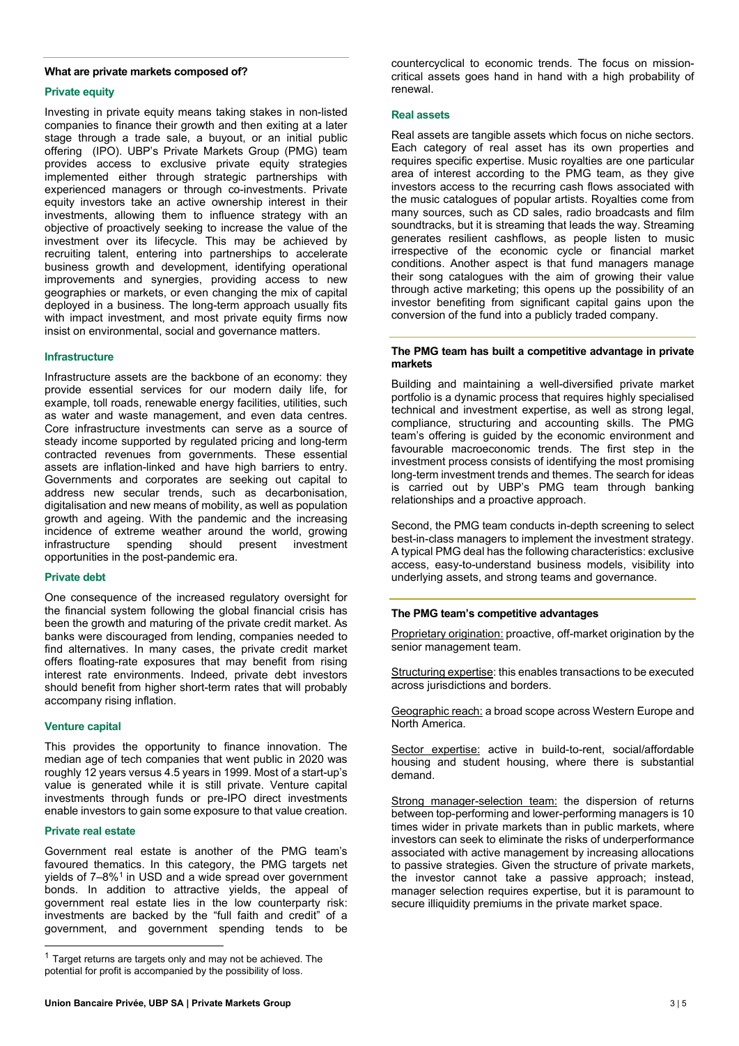## What are private markets composed of?

### Private equity

Investing in private equity means taking stakes in non-listed companies to finance their growth and then exiting at a later stage through a trade sale, a buyout, or an initial public offering (IPO). UBP's Private Markets Group (PMG) team provides access to exclusive private equity strategies implemented either through strategic partnerships with experienced managers or through co-investments. Private equity investors take an active ownership interest in their investments, allowing them to influence strategy with an objective of proactively seeking to increase the value of the investment over its lifecycle. This may be achieved by recruiting talent, entering into partnerships to accelerate business growth and development, identifying operational improvements and synergies, providing access to new geographies or markets, or even changing the mix of capital deployed in a business. The long-term approach usually fits with impact investment, and most private equity firms now insist on environmental, social and governance matters.

### Infrastructure

Infrastructure assets are the backbone of an economy: they provide essential services for our modern daily life, for example, toll roads, renewable energy facilities, utilities, such as water and waste management, and even data centres. Core infrastructure investments can serve as a source of steady income supported by regulated pricing and long-term contracted revenues from governments. These essential assets are inflation-linked and have high barriers to entry. Governments and corporates are seeking out capital to address new secular trends, such as decarbonisation, digitalisation and new means of mobility, as well as population growth and ageing. With the pandemic and the increasing incidence of extreme weather around the world, growing infrastructure spending should present investment opportunities in the post-pandemic era.

### Private debt

One consequence of the increased regulatory oversight for the financial system following the global financial crisis has been the growth and maturing of the private credit market. As banks were discouraged from lending, companies needed to find alternatives. In many cases, the private credit market offers floating-rate exposures that may benefit from rising interest rate environments. Indeed, private debt investors should benefit from higher short-term rates that will probably accompany rising inflation.

### Venture capital

This provides the opportunity to finance innovation. The median age of tech companies that went public in 2020 was roughly 12 years versus 4.5 years in 1999. Most of a start-up's value is generated while it is still private. Venture capital investments through funds or pre-IPO direct investments enable investors to gain some exposure to that value creation.

### Private real estate

Government real estate is another of the PMG team's favoured thematics. In this category, the PMG targets net yields of 7–8%[1] in USD and a wide spread over government bonds. In addition to attractive yields, the appeal of government real estate lies in the low counterparty risk: investments are backed by the "full faith and credit" of a government, and government spending tends to be countercyclical to economic trends. The focus on mission-critical assets goes hand in hand with a high probability of renewal.

### Real assets

Real assets are tangible assets which focus on niche sectors. Each category of real asset has its own properties and requires specific expertise. Music royalties are one particular area of interest according to the PMG team, as they give investors access to the recurring cash flows associated with the music catalogues of popular artists. Royalties come from many sources, such as CD sales, radio broadcasts and film soundtracks, but it is streaming that leads the way. Streaming generates resilient cashflows, as people listen to music irrespective of the economic cycle or financial market conditions. Another aspect is that fund managers manage their song catalogues with the aim of growing their value through active marketing; this opens up the possibility of an investor benefiting from significant capital gains upon the conversion of the fund into a publicly traded company.

## The PMG team has built a competitive advantage in private markets

Building and maintaining a well-diversified private market portfolio is a dynamic process that requires highly specialised technical and investment expertise, as well as strong legal, compliance, structuring and accounting skills. The PMG team's offering is guided by the economic environment and favourable macroeconomic trends. The first step in the investment process consists of identifying the most promising long-term investment trends and themes. The search for ideas is carried out by UBP's PMG team through banking relationships and a proactive approach.

Second, the PMG team conducts in-depth screening to select best-in-class managers to implement the investment strategy. A typical PMG deal has the following characteristics: exclusive access, easy-to-understand business models, visibility into underlying assets, and strong teams and governance.

## The PMG team's competitive advantages

Proprietary origination: proactive, off-market origination by the senior management team.

Structuring expertise: this enables transactions to be executed across jurisdictions and borders.

Geographic reach: a broad scope across Western Europe and North America.

Sector expertise: active in build-to-rent, social/affordable housing and student housing, where there is substantial demand.

Strong manager-selection team: the dispersion of returns between top-performing and lower-performing managers is 10 times wider in private markets than in public markets, where investors can seek to eliminate the risks of underperformance associated with active management by increasing allocations to passive strategies. Given the structure of private markets, the investor cannot take a passive approach; instead, manager selection requires expertise, but it is paramount to secure illiquidity premiums in the private market space.

---

[1] Target returns are targets only and may not be achieved. The potential for profit is accompanied by the possibility of loss.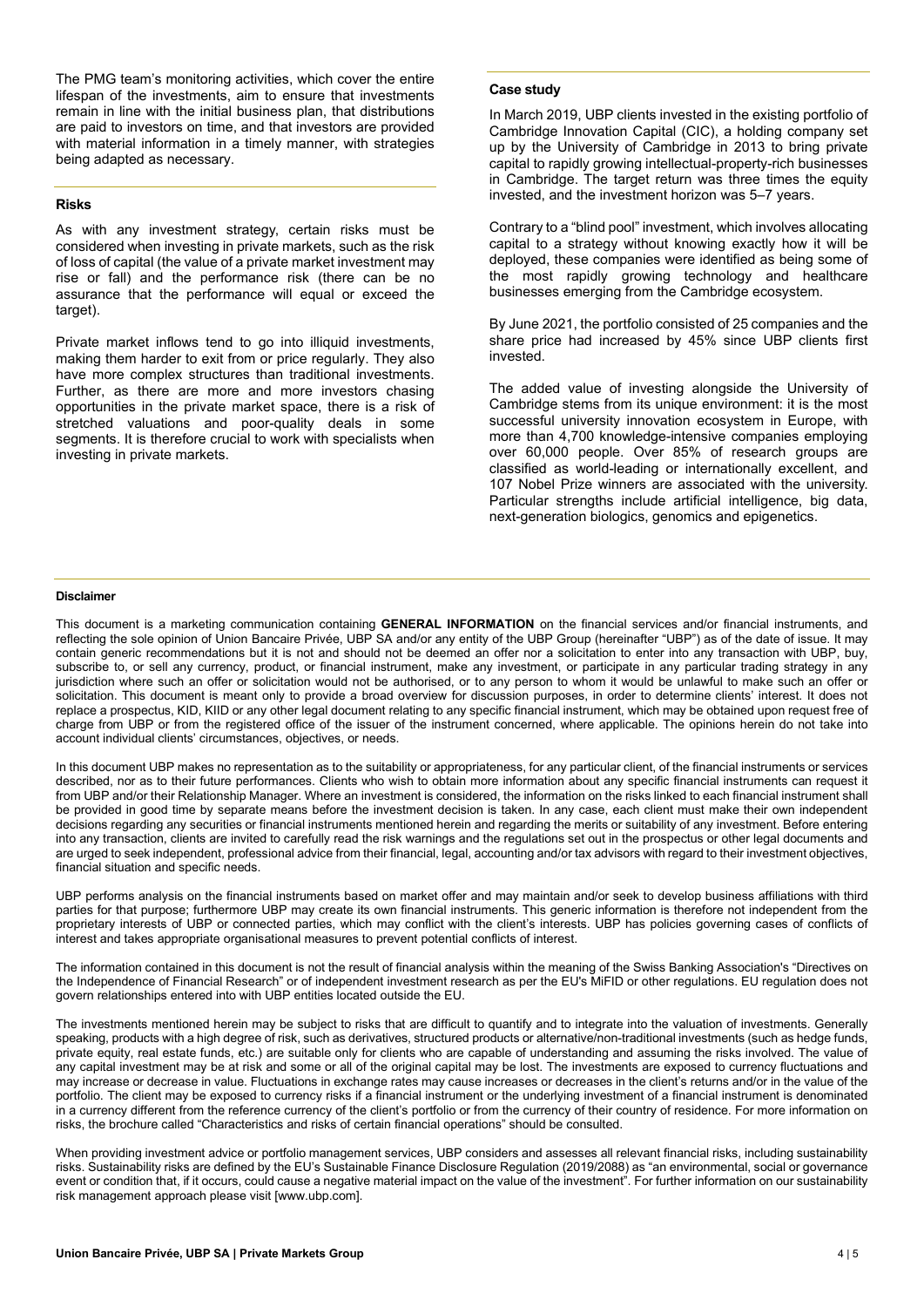The PMG team's monitoring activities, which cover the entire lifespan of the investments, aim to ensure that investments remain in line with the initial business plan, that distributions are paid to investors on time, and that investors are provided with material information in a timely manner, with strategies being adapted as necessary.

### Risks

As with any investment strategy, certain risks must be considered when investing in private markets, such as the risk of loss of capital (the value of a private market investment may rise or fall) and the performance risk (there can be no assurance that the performance will equal or exceed the target).

Private market inflows tend to go into illiquid investments, making them harder to exit from or price regularly. They also have more complex structures than traditional investments. Further, as there are more and more investors chasing opportunities in the private market space, there is a risk of stretched valuations and poor-quality deals in some segments. It is therefore crucial to work with specialists when investing in private markets.

### Case study

In March 2019, UBP clients invested in the existing portfolio of Cambridge Innovation Capital (CIC), a holding company set up by the University of Cambridge in 2013 to bring private capital to rapidly growing intellectual-property-rich businesses in Cambridge. The target return was three times the equity invested, and the investment horizon was 5–7 years.

Contrary to a "blind pool" investment, which involves allocating capital to a strategy without knowing exactly how it will be deployed, these companies were identified as being some of the most rapidly growing technology and healthcare businesses emerging from the Cambridge ecosystem.

By June 2021, the portfolio consisted of 25 companies and the share price had increased by 45% since UBP clients first invested.

The added value of investing alongside the University of Cambridge stems from its unique environment: it is the most successful university innovation ecosystem in Europe, with more than 4,700 knowledge-intensive companies employing over 60,000 people. Over 85% of research groups are classified as world-leading or internationally excellent, and 107 Nobel Prize winners are associated with the university. Particular strengths include artificial intelligence, big data, next-generation biologics, genomics and epigenetics.

#### Disclaimer

This document is a marketing communication containing **GENERAL INFORMATION** on the financial services and/or financial instruments, and reflecting the sole opinion of Union Bancaire Privée, UBP SA and/or any entity of the UBP Group (hereinafter "UBP") as of the date of issue. It may contain generic recommendations but it is not and should not be deemed an offer nor a solicitation to enter into any transaction with UBP, buy, subscribe to, or sell any currency, product, or financial instrument, make any investment, or participate in any particular trading strategy in any jurisdiction where such an offer or solicitation would not be authorised, or to any person to whom it would be unlawful to make such an offer or solicitation. This document is meant only to provide a broad overview for discussion purposes, in order to determine clients' interest. It does not replace a prospectus, KID, KIID or any other legal document relating to any specific financial instrument, which may be obtained upon request free of charge from UBP or from the registered office of the issuer of the instrument concerned, where applicable. The opinions herein do not take into account individual clients' circumstances, objectives, or needs.

In this document UBP makes no representation as to the suitability or appropriateness, for any particular client, of the financial instruments or services described, nor as to their future performances. Clients who wish to obtain more information about any specific financial instruments can request it from UBP and/or their Relationship Manager. Where an investment is considered, the information on the risks linked to each financial instrument shall be provided in good time by separate means before the investment decision is taken. In any case, each client must make their own independent decisions regarding any securities or financial instruments mentioned herein and regarding the merits or suitability of any investment. Before entering into any transaction, clients are invited to carefully read the risk warnings and the regulations set out in the prospectus or other legal documents and are urged to seek independent, professional advice from their financial, legal, accounting and/or tax advisors with regard to their investment objectives, financial situation and specific needs.

UBP performs analysis on the financial instruments based on market offer and may maintain and/or seek to develop business affiliations with third parties for that purpose; furthermore UBP may create its own financial instruments. This generic information is therefore not independent from the proprietary interests of UBP or connected parties, which may conflict with the client's interests. UBP has policies governing cases of conflicts of interest and takes appropriate organisational measures to prevent potential conflicts of interest.

The information contained in this document is not the result of financial analysis within the meaning of the Swiss Banking Association's "Directives on the Independence of Financial Research" or of independent investment research as per the EU's MiFID or other regulations. EU regulation does not govern relationships entered into with UBP entities located outside the EU.

The investments mentioned herein may be subject to risks that are difficult to quantify and to integrate into the valuation of investments. Generally speaking, products with a high degree of risk, such as derivatives, structured products or alternative/non-traditional investments (such as hedge funds, private equity, real estate funds, etc.) are suitable only for clients who are capable of understanding and assuming the risks involved. The value of any capital investment may be at risk and some or all of the original capital may be lost. The investments are exposed to currency fluctuations and may increase or decrease in value. Fluctuations in exchange rates may cause increases or decreases in the client's returns and/or in the value of the portfolio. The client may be exposed to currency risks if a financial instrument or the underlying investment of a financial instrument is denominated in a currency different from the reference currency of the client's portfolio or from the currency of their country of residence. For more information on risks, the brochure called "Characteristics and risks of certain financial operations" should be consulted.

When providing investment advice or portfolio management services, UBP considers and assesses all relevant financial risks, including sustainability risks. Sustainability risks are defined by the EU's Sustainable Finance Disclosure Regulation (2019/2088) as "an environmental, social or governance event or condition that, if it occurs, could cause a negative material impact on the value of the investment". For further information on our sustainability risk management approach please visit [www.ubp.com].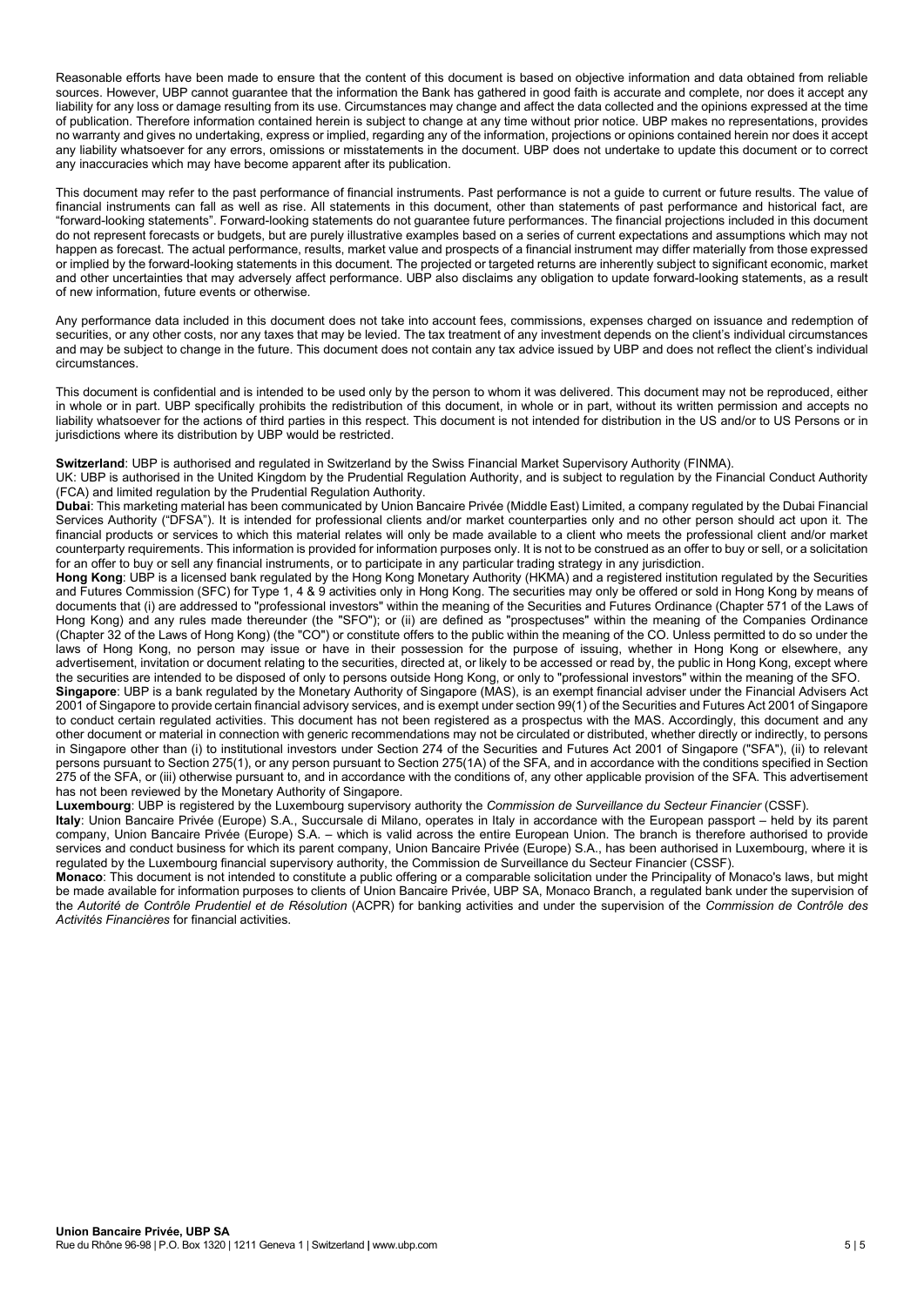Reasonable efforts have been made to ensure that the content of this document is based on objective information and data obtained from reliable sources. However, UBP cannot guarantee that the information the Bank has gathered in good faith is accurate and complete, nor does it accept any liability for any loss or damage resulting from its use. Circumstances may change and affect the data collected and the opinions expressed at the time of publication. Therefore information contained herein is subject to change at any time without prior notice. UBP makes no representations, provides no warranty and gives no undertaking, express or implied, regarding any of the information, projections or opinions contained herein nor does it accept any liability whatsoever for any errors, omissions or misstatements in the document. UBP does not undertake to update this document or to correct any inaccuracies which may have become apparent after its publication.

This document may refer to the past performance of financial instruments. Past performance is not a guide to current or future results. The value of financial instruments can fall as well as rise. All statements in this document, other than statements of past performance and historical fact, are "forward-looking statements". Forward-looking statements do not guarantee future performances. The financial projections included in this document do not represent forecasts or budgets, but are purely illustrative examples based on a series of current expectations and assumptions which may not happen as forecast. The actual performance, results, market value and prospects of a financial instrument may differ materially from those expressed or implied by the forward-looking statements in this document. The projected or targeted returns are inherently subject to significant economic, market and other uncertainties that may adversely affect performance. UBP also disclaims any obligation to update forward-looking statements, as a result of new information, future events or otherwise.

Any performance data included in this document does not take into account fees, commissions, expenses charged on issuance and redemption of securities, or any other costs, nor any taxes that may be levied. The tax treatment of any investment depends on the client's individual circumstances and may be subject to change in the future. This document does not contain any tax advice issued by UBP and does not reflect the client's individual circumstances.

This document is confidential and is intended to be used only by the person to whom it was delivered. This document may not be reproduced, either in whole or in part. UBP specifically prohibits the redistribution of this document, in whole or in part, without its written permission and accepts no liability whatsoever for the actions of third parties in this respect. This document is not intended for distribution in the US and/or to US Persons or in jurisdictions where its distribution by UBP would be restricted.

**Switzerland**: UBP is authorised and regulated in Switzerland by the Swiss Financial Market Supervisory Authority (FINMA).
UK: UBP is authorised in the United Kingdom by the Prudential Regulation Authority, and is subject to regulation by the Financial Conduct Authority (FCA) and limited regulation by the Prudential Regulation Authority.
**Dubai**: This marketing material has been communicated by Union Bancaire Privée (Middle East) Limited, a company regulated by the Dubai Financial Services Authority ("DFSA"). It is intended for professional clients and/or market counterparties only and no other person should act upon it. The financial products or services to which this material relates will only be made available to a client who meets the professional client and/or market counterparty requirements. This information is provided for information purposes only. It is not to be construed as an offer to buy or sell, or a solicitation for an offer to buy or sell any financial instruments, or to participate in any particular trading strategy in any jurisdiction.
**Hong Kong**: UBP is a licensed bank regulated by the Hong Kong Monetary Authority (HKMA) and a registered institution regulated by the Securities and Futures Commission (SFC) for Type 1, 4 & 9 activities only in Hong Kong. The securities may only be offered or sold in Hong Kong by means of documents that (i) are addressed to "professional investors" within the meaning of the Securities and Futures Ordinance (Chapter 571 of the Laws of Hong Kong) and any rules made thereunder (the "SFO"); or (ii) are defined as "prospectuses" within the meaning of the Companies Ordinance (Chapter 32 of the Laws of Hong Kong) (the "CO") or constitute offers to the public within the meaning of the CO. Unless permitted to do so under the laws of Hong Kong, no person may issue or have in their possession for the purpose of issuing, whether in Hong Kong or elsewhere, any advertisement, invitation or document relating to the securities, directed at, or likely to be accessed or read by, the public in Hong Kong, except where the securities are intended to be disposed of only to persons outside Hong Kong, or only to "professional investors" within the meaning of the SFO.
**Singapore**: UBP is a bank regulated by the Monetary Authority of Singapore (MAS), is an exempt financial adviser under the Financial Advisers Act 2001 of Singapore to provide certain financial advisory services, and is exempt under section 99(1) of the Securities and Futures Act 2001 of Singapore to conduct certain regulated activities. This document has not been registered as a prospectus with the MAS. Accordingly, this document and any other document or material in connection with generic recommendations may not be circulated or distributed, whether directly or indirectly, to persons in Singapore other than (i) to institutional investors under Section 274 of the Securities and Futures Act 2001 of Singapore ("SFA"), (ii) to relevant persons pursuant to Section 275(1), or any person pursuant to Section 275(1A) of the SFA, and in accordance with the conditions specified in Section 275 of the SFA, or (iii) otherwise pursuant to, and in accordance with the conditions of, any other applicable provision of the SFA. This advertisement has not been reviewed by the Monetary Authority of Singapore.
**Luxembourg**: UBP is registered by the Luxembourg supervisory authority the *Commission de Surveillance du Secteur Financier* (CSSF).
**Italy**: Union Bancaire Privée (Europe) S.A., Succursale di Milano, operates in Italy in accordance with the European passport – held by its parent company, Union Bancaire Privée (Europe) S.A. – which is valid across the entire European Union. The branch is therefore authorised to provide services and conduct business for which its parent company, Union Bancaire Privée (Europe) S.A., has been authorised in Luxembourg, where it is regulated by the Luxembourg financial supervisory authority, the Commission de Surveillance du Secteur Financier (CSSF).
**Monaco**: This document is not intended to constitute a public offering or a comparable solicitation under the Principality of Monaco's laws, but might be made available for information purposes to clients of Union Bancaire Privée, UBP SA, Monaco Branch, a regulated bank under the supervision of the *Autorité de Contrôle Prudentiel et de Résolution* (ACPR) for banking activities and under the supervision of the *Commission de Contrôle des Activités Financières* for financial activities.

**Union Bancaire Privée, UBP SA**
Rue du Rhône 96-98 | P.O. Box 1320 | 1211 Geneva 1 | Switzerland | www.ubp.com